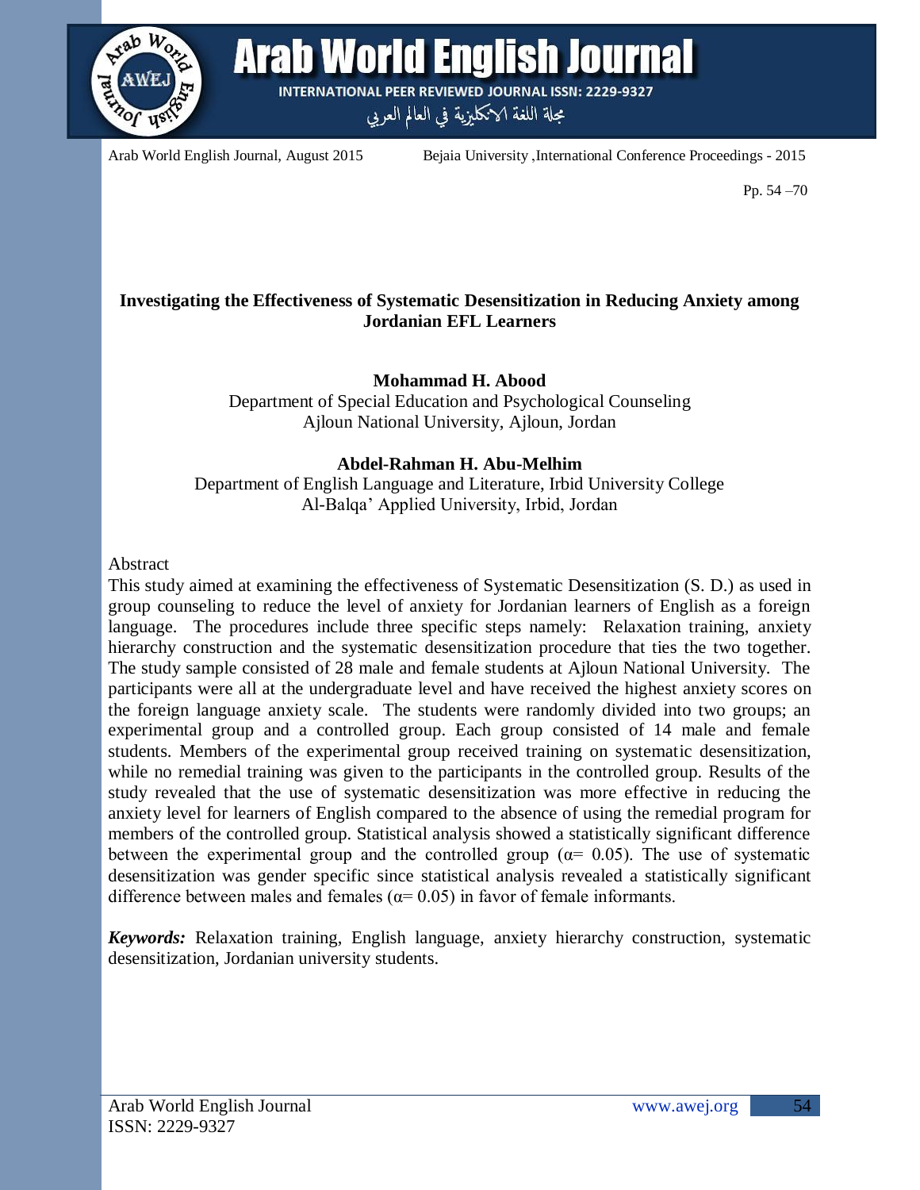# Investigating the Effectiveness of Systematic Desensitization in Reducing Anxiety among Jordanian EFL Learners

**Mohammad H. Abood**
Department of Special Education and Psychological Counseling
Ajloun National University, Ajloun, Jordan

**Abdel-Rahman H. Abu-Melhim**
Department of English Language and Literature, Irbid University College
Al-Balqa' Applied University, Irbid, Jordan

## Abstract

This study aimed at examining the effectiveness of Systematic Desensitization (S. D.) as used in group counseling to reduce the level of anxiety for Jordanian learners of English as a foreign language. The procedures include three specific steps namely: Relaxation training, anxiety hierarchy construction and the systematic desensitization procedure that ties the two together. The study sample consisted of 28 male and female students at Ajloun National University. The participants were all at the undergraduate level and have received the highest anxiety scores on the foreign language anxiety scale. The students were randomly divided into two groups; an experimental group and a controlled group. Each group consisted of 14 male and female students. Members of the experimental group received training on systematic desensitization, while no remedial training was given to the participants in the controlled group. Results of the study revealed that the use of systematic desensitization was more effective in reducing the anxiety level for learners of English compared to the absence of using the remedial program for members of the controlled group. Statistical analysis showed a statistically significant difference between the experimental group and the controlled group ($\alpha = 0.05$). The use of systematic desensitization was gender specific since statistical analysis revealed a statistically significant difference between males and females ($\alpha = 0.05$) in favor of female informants.

***Keywords:*** Relaxation training, English language, anxiety hierarchy construction, systematic desensitization, Jordanian university students.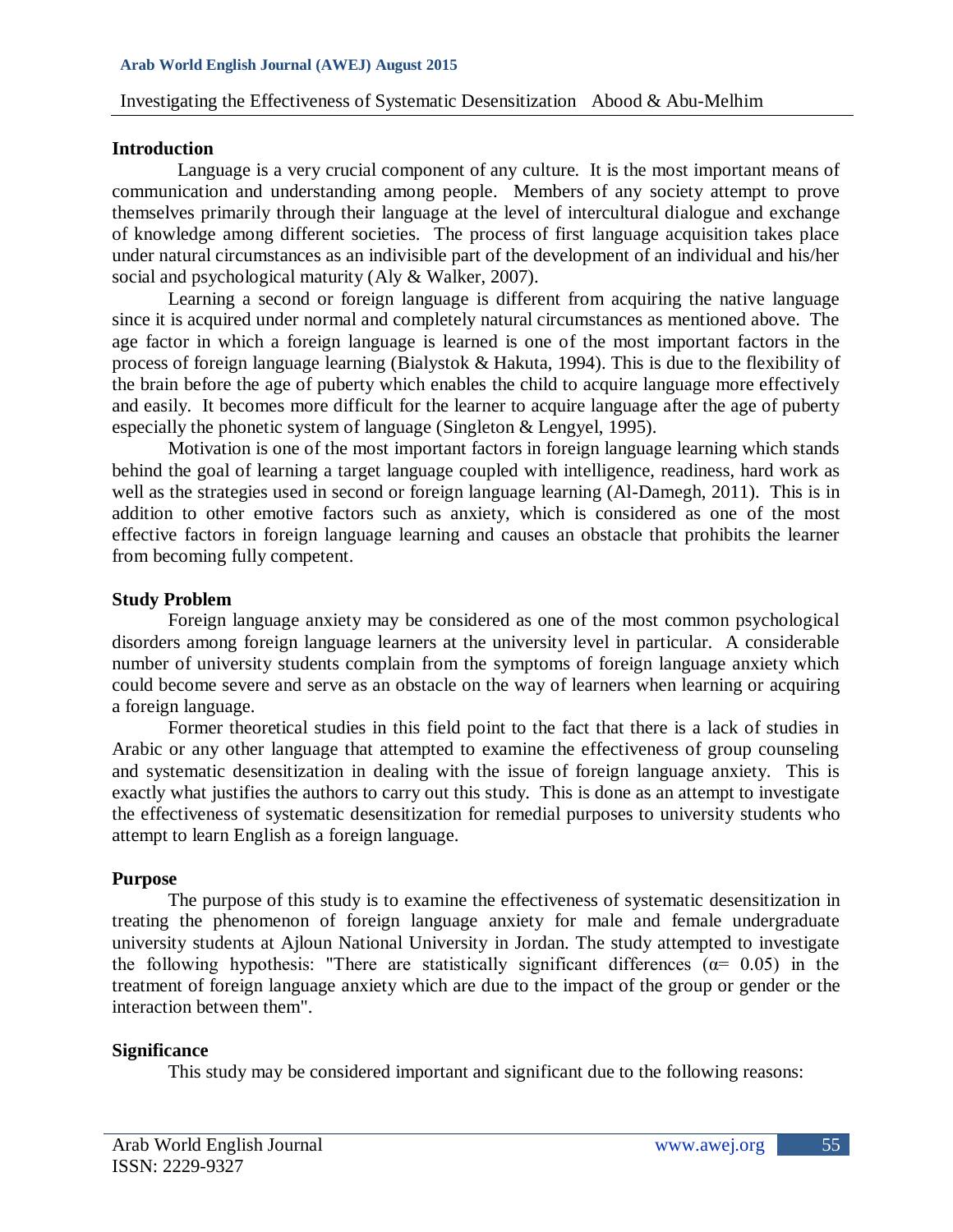## Introduction

Language is a very crucial component of any culture. It is the most important means of communication and understanding among people. Members of any society attempt to prove themselves primarily through their language at the level of intercultural dialogue and exchange of knowledge among different societies. The process of first language acquisition takes place under natural circumstances as an indivisible part of the development of an individual and his/her social and psychological maturity (Aly & Walker, 2007).

Learning a second or foreign language is different from acquiring the native language since it is acquired under normal and completely natural circumstances as mentioned above. The age factor in which a foreign language is learned is one of the most important factors in the process of foreign language learning (Bialystok & Hakuta, 1994). This is due to the flexibility of the brain before the age of puberty which enables the child to acquire language more effectively and easily. It becomes more difficult for the learner to acquire language after the age of puberty especially the phonetic system of language (Singleton & Lengyel, 1995).

Motivation is one of the most important factors in foreign language learning which stands behind the goal of learning a target language coupled with intelligence, readiness, hard work as well as the strategies used in second or foreign language learning (Al-Damegh, 2011). This is in addition to other emotive factors such as anxiety, which is considered as one of the most effective factors in foreign language learning and causes an obstacle that prohibits the learner from becoming fully competent.

## Study Problem

Foreign language anxiety may be considered as one of the most common psychological disorders among foreign language learners at the university level in particular. A considerable number of university students complain from the symptoms of foreign language anxiety which could become severe and serve as an obstacle on the way of learners when learning or acquiring a foreign language.

Former theoretical studies in this field point to the fact that there is a lack of studies in Arabic or any other language that attempted to examine the effectiveness of group counseling and systematic desensitization in dealing with the issue of foreign language anxiety. This is exactly what justifies the authors to carry out this study. This is done as an attempt to investigate the effectiveness of systematic desensitization for remedial purposes to university students who attempt to learn English as a foreign language.

## Purpose

The purpose of this study is to examine the effectiveness of systematic desensitization in treating the phenomenon of foreign language anxiety for male and female undergraduate university students at Ajloun National University in Jordan. The study attempted to investigate the following hypothesis: "There are statistically significant differences ($\alpha = 0.05$) in the treatment of foreign language anxiety which are due to the impact of the group or gender or the interaction between them".

## Significance

This study may be considered important and significant due to the following reasons: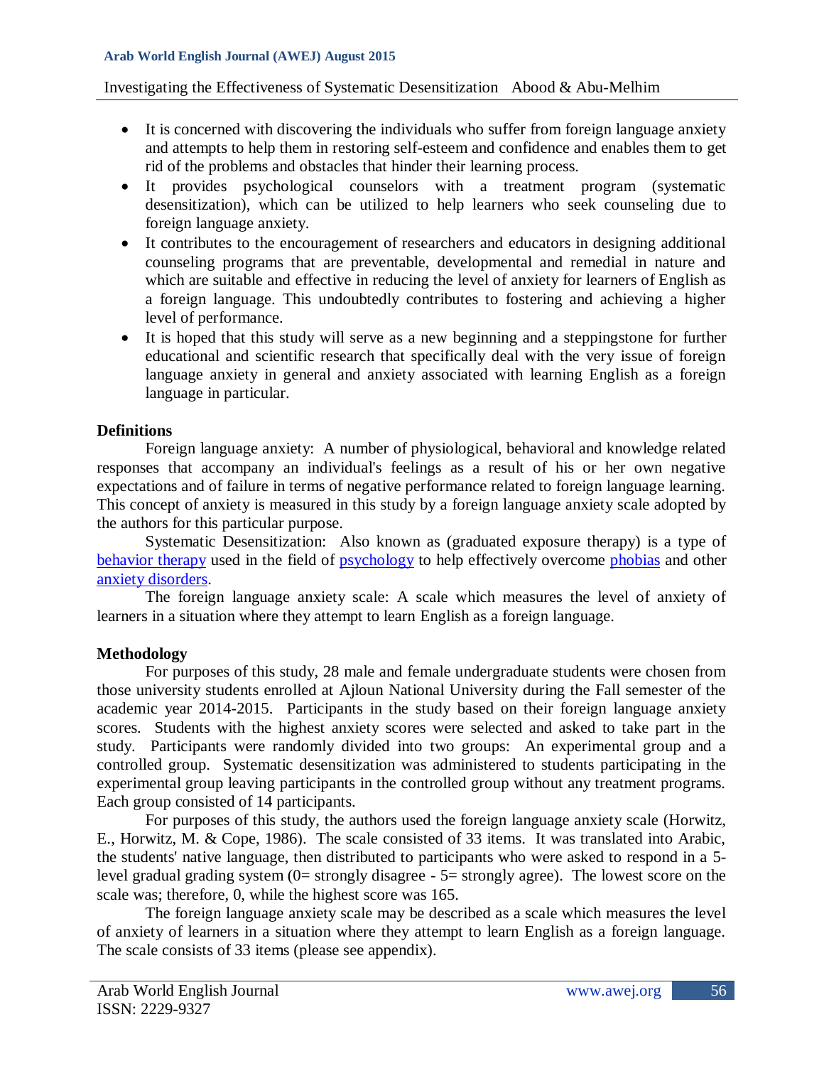- It is concerned with discovering the individuals who suffer from foreign language anxiety and attempts to help them in restoring self-esteem and confidence and enables them to get rid of the problems and obstacles that hinder their learning process.
- It provides psychological counselors with a treatment program (systematic desensitization), which can be utilized to help learners who seek counseling due to foreign language anxiety.
- It contributes to the encouragement of researchers and educators in designing additional counseling programs that are preventable, developmental and remedial in nature and which are suitable and effective in reducing the level of anxiety for learners of English as a foreign language. This undoubtedly contributes to fostering and achieving a higher level of performance.
- It is hoped that this study will serve as a new beginning and a steppingstone for further educational and scientific research that specifically deal with the very issue of foreign language anxiety in general and anxiety associated with learning English as a foreign language in particular.

**Definitions**

Foreign language anxiety: A number of physiological, behavioral and knowledge related responses that accompany an individual's feelings as a result of his or her own negative expectations and of failure in terms of negative performance related to foreign language learning. This concept of anxiety is measured in this study by a foreign language anxiety scale adopted by the authors for this particular purpose.

Systematic Desensitization: Also known as (graduated exposure therapy) is a type of behavior therapy used in the field of psychology to help effectively overcome phobias and other anxiety disorders.

The foreign language anxiety scale: A scale which measures the level of anxiety of learners in a situation where they attempt to learn English as a foreign language.

**Methodology**

For purposes of this study, 28 male and female undergraduate students were chosen from those university students enrolled at Ajloun National University during the Fall semester of the academic year 2014-2015. Participants in the study based on their foreign language anxiety scores. Students with the highest anxiety scores were selected and asked to take part in the study. Participants were randomly divided into two groups: An experimental group and a controlled group. Systematic desensitization was administered to students participating in the experimental group leaving participants in the controlled group without any treatment programs. Each group consisted of 14 participants.

For purposes of this study, the authors used the foreign language anxiety scale (Horwitz, E., Horwitz, M. & Cope, 1986). The scale consisted of 33 items. It was translated into Arabic, the students' native language, then distributed to participants who were asked to respond in a 5-level gradual grading system (0= strongly disagree - 5= strongly agree). The lowest score on the scale was; therefore, 0, while the highest score was 165.

The foreign language anxiety scale may be described as a scale which measures the level of anxiety of learners in a situation where they attempt to learn English as a foreign language. The scale consists of 33 items (please see appendix).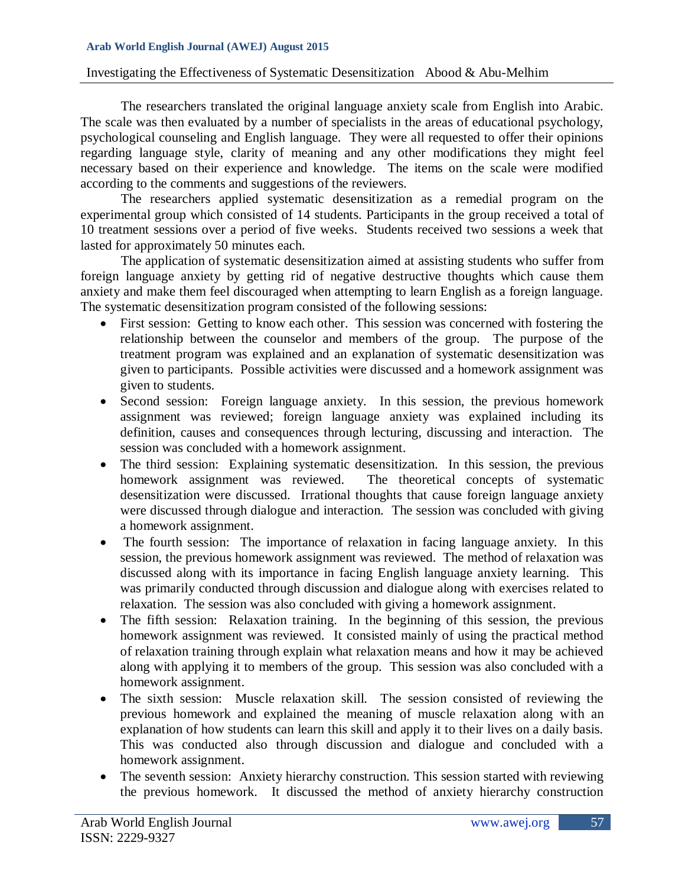The researchers translated the original language anxiety scale from English into Arabic. The scale was then evaluated by a number of specialists in the areas of educational psychology, psychological counseling and English language. They were all requested to offer their opinions regarding language style, clarity of meaning and any other modifications they might feel necessary based on their experience and knowledge. The items on the scale were modified according to the comments and suggestions of the reviewers.

The researchers applied systematic desensitization as a remedial program on the experimental group which consisted of 14 students. Participants in the group received a total of 10 treatment sessions over a period of five weeks. Students received two sessions a week that lasted for approximately 50 minutes each.

The application of systematic desensitization aimed at assisting students who suffer from foreign language anxiety by getting rid of negative destructive thoughts which cause them anxiety and make them feel discouraged when attempting to learn English as a foreign language. The systematic desensitization program consisted of the following sessions:

- First session: Getting to know each other. This session was concerned with fostering the relationship between the counselor and members of the group. The purpose of the treatment program was explained and an explanation of systematic desensitization was given to participants. Possible activities were discussed and a homework assignment was given to students.
- Second session: Foreign language anxiety. In this session, the previous homework assignment was reviewed; foreign language anxiety was explained including its definition, causes and consequences through lecturing, discussing and interaction. The session was concluded with a homework assignment.
- The third session: Explaining systematic desensitization. In this session, the previous homework assignment was reviewed. The theoretical concepts of systematic desensitization were discussed. Irrational thoughts that cause foreign language anxiety were discussed through dialogue and interaction. The session was concluded with giving a homework assignment.
- The fourth session: The importance of relaxation in facing language anxiety. In this session, the previous homework assignment was reviewed. The method of relaxation was discussed along with its importance in facing English language anxiety learning. This was primarily conducted through discussion and dialogue along with exercises related to relaxation. The session was also concluded with giving a homework assignment.
- The fifth session: Relaxation training. In the beginning of this session, the previous homework assignment was reviewed. It consisted mainly of using the practical method of relaxation training through explain what relaxation means and how it may be achieved along with applying it to members of the group. This session was also concluded with a homework assignment.
- The sixth session: Muscle relaxation skill. The session consisted of reviewing the previous homework and explained the meaning of muscle relaxation along with an explanation of how students can learn this skill and apply it to their lives on a daily basis. This was conducted also through discussion and dialogue and concluded with a homework assignment.
- The seventh session: Anxiety hierarchy construction. This session started with reviewing the previous homework. It discussed the method of anxiety hierarchy construction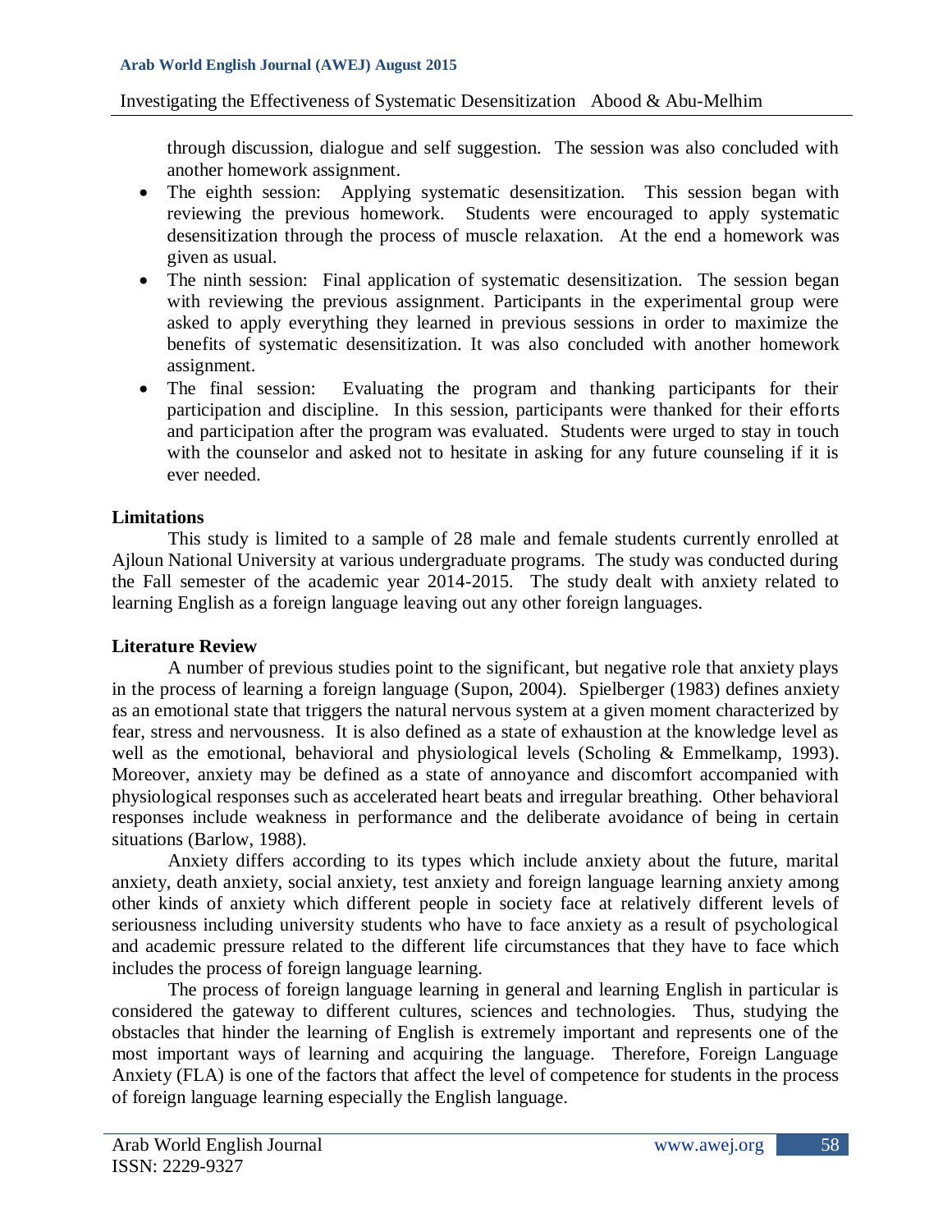through discussion, dialogue and self suggestion. The session was also concluded with another homework assignment.

- The eighth session: Applying systematic desensitization. This session began with reviewing the previous homework. Students were encouraged to apply systematic desensitization through the process of muscle relaxation. At the end a homework was given as usual.
- The ninth session: Final application of systematic desensitization. The session began with reviewing the previous assignment. Participants in the experimental group were asked to apply everything they learned in previous sessions in order to maximize the benefits of systematic desensitization. It was also concluded with another homework assignment.
- The final session: Evaluating the program and thanking participants for their participation and discipline. In this session, participants were thanked for their efforts and participation after the program was evaluated. Students were urged to stay in touch with the counselor and asked not to hesitate in asking for any future counseling if it is ever needed.

**Limitations**

This study is limited to a sample of 28 male and female students currently enrolled at Ajloun National University at various undergraduate programs. The study was conducted during the Fall semester of the academic year 2014-2015. The study dealt with anxiety related to learning English as a foreign language leaving out any other foreign languages.

**Literature Review**

A number of previous studies point to the significant, but negative role that anxiety plays in the process of learning a foreign language (Supon, 2004). Spielberger (1983) defines anxiety as an emotional state that triggers the natural nervous system at a given moment characterized by fear, stress and nervousness. It is also defined as a state of exhaustion at the knowledge level as well as the emotional, behavioral and physiological levels (Scholing & Emmelkamp, 1993). Moreover, anxiety may be defined as a state of annoyance and discomfort accompanied with physiological responses such as accelerated heart beats and irregular breathing. Other behavioral responses include weakness in performance and the deliberate avoidance of being in certain situations (Barlow, 1988).

Anxiety differs according to its types which include anxiety about the future, marital anxiety, death anxiety, social anxiety, test anxiety and foreign language learning anxiety among other kinds of anxiety which different people in society face at relatively different levels of seriousness including university students who have to face anxiety as a result of psychological and academic pressure related to the different life circumstances that they have to face which includes the process of foreign language learning.

The process of foreign language learning in general and learning English in particular is considered the gateway to different cultures, sciences and technologies. Thus, studying the obstacles that hinder the learning of English is extremely important and represents one of the most important ways of learning and acquiring the language. Therefore, Foreign Language Anxiety (FLA) is one of the factors that affect the level of competence for students in the process of foreign language learning especially the English language.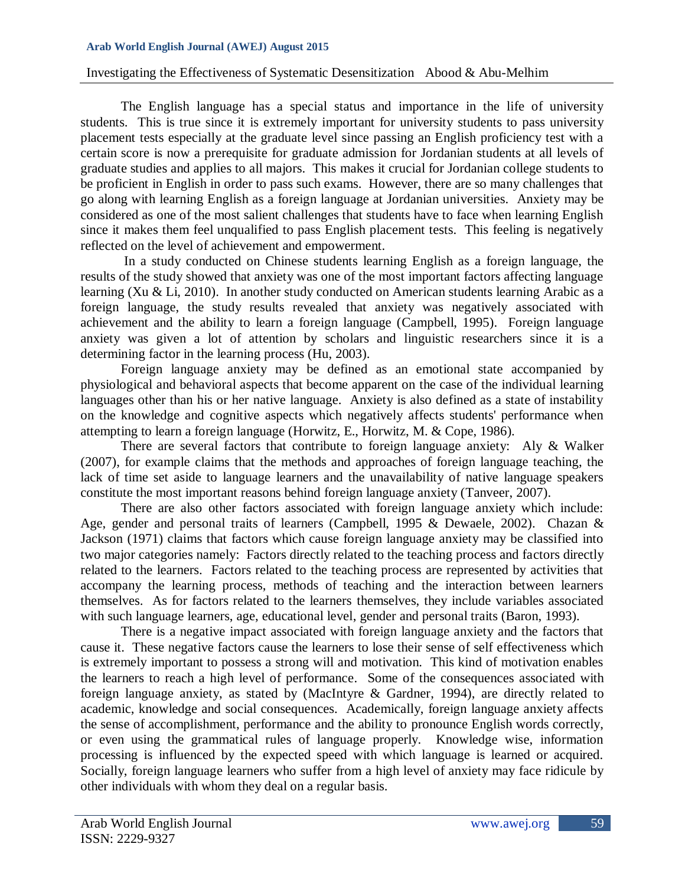The English language has a special status and importance in the life of university students. This is true since it is extremely important for university students to pass university placement tests especially at the graduate level since passing an English proficiency test with a certain score is now a prerequisite for graduate admission for Jordanian students at all levels of graduate studies and applies to all majors. This makes it crucial for Jordanian college students to be proficient in English in order to pass such exams. However, there are so many challenges that go along with learning English as a foreign language at Jordanian universities. Anxiety may be considered as one of the most salient challenges that students have to face when learning English since it makes them feel unqualified to pass English placement tests. This feeling is negatively reflected on the level of achievement and empowerment.

In a study conducted on Chinese students learning English as a foreign language, the results of the study showed that anxiety was one of the most important factors affecting language learning (Xu & Li, 2010). In another study conducted on American students learning Arabic as a foreign language, the study results revealed that anxiety was negatively associated with achievement and the ability to learn a foreign language (Campbell, 1995). Foreign language anxiety was given a lot of attention by scholars and linguistic researchers since it is a determining factor in the learning process (Hu, 2003).

Foreign language anxiety may be defined as an emotional state accompanied by physiological and behavioral aspects that become apparent on the case of the individual learning languages other than his or her native language. Anxiety is also defined as a state of instability on the knowledge and cognitive aspects which negatively affects students' performance when attempting to learn a foreign language (Horwitz, E., Horwitz, M. & Cope, 1986).

There are several factors that contribute to foreign language anxiety: Aly & Walker (2007), for example claims that the methods and approaches of foreign language teaching, the lack of time set aside to language learners and the unavailability of native language speakers constitute the most important reasons behind foreign language anxiety (Tanveer, 2007).

There are also other factors associated with foreign language anxiety which include: Age, gender and personal traits of learners (Campbell, 1995 & Dewaele, 2002). Chazan & Jackson (1971) claims that factors which cause foreign language anxiety may be classified into two major categories namely: Factors directly related to the teaching process and factors directly related to the learners. Factors related to the teaching process are represented by activities that accompany the learning process, methods of teaching and the interaction between learners themselves. As for factors related to the learners themselves, they include variables associated with such language learners, age, educational level, gender and personal traits (Baron, 1993).

There is a negative impact associated with foreign language anxiety and the factors that cause it. These negative factors cause the learners to lose their sense of self effectiveness which is extremely important to possess a strong will and motivation. This kind of motivation enables the learners to reach a high level of performance. Some of the consequences associated with foreign language anxiety, as stated by (MacIntyre & Gardner, 1994), are directly related to academic, knowledge and social consequences. Academically, foreign language anxiety affects the sense of accomplishment, performance and the ability to pronounce English words correctly, or even using the grammatical rules of language properly. Knowledge wise, information processing is influenced by the expected speed with which language is learned or acquired. Socially, foreign language learners who suffer from a high level of anxiety may face ridicule by other individuals with whom they deal on a regular basis.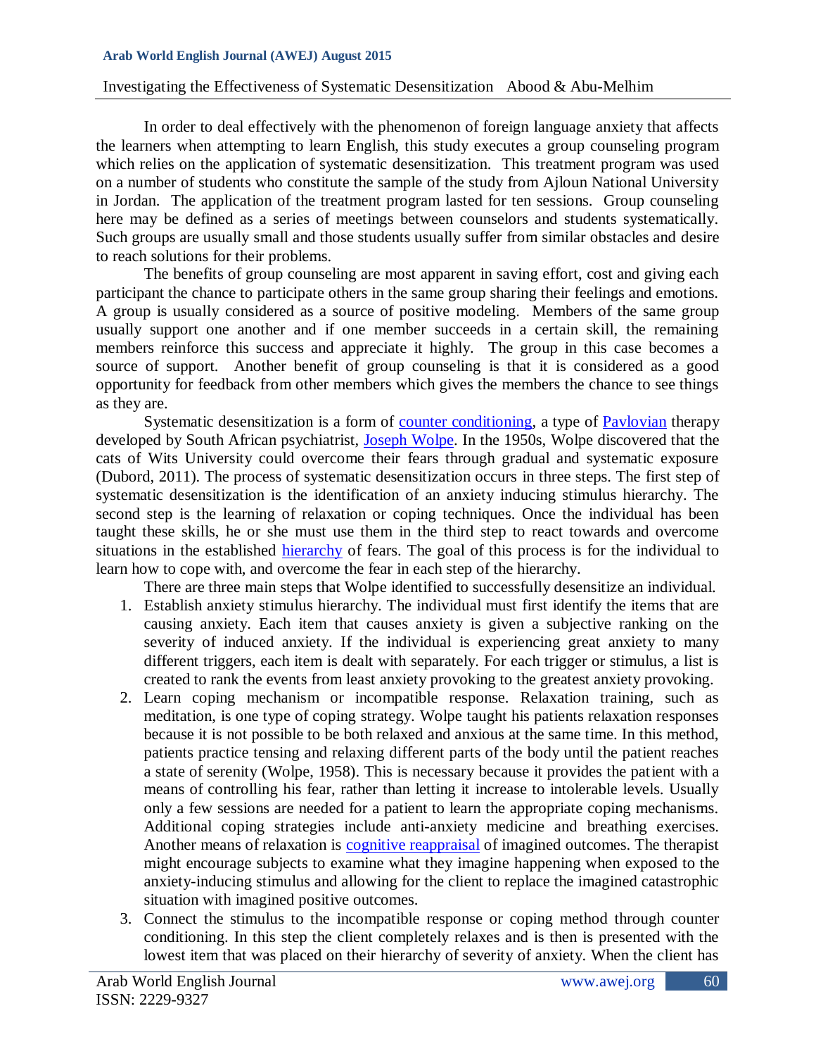In order to deal effectively with the phenomenon of foreign language anxiety that affects the learners when attempting to learn English, this study executes a group counseling program which relies on the application of systematic desensitization. This treatment program was used on a number of students who constitute the sample of the study from Ajloun National University in Jordan. The application of the treatment program lasted for ten sessions. Group counseling here may be defined as a series of meetings between counselors and students systematically. Such groups are usually small and those students usually suffer from similar obstacles and desire to reach solutions for their problems.

The benefits of group counseling are most apparent in saving effort, cost and giving each participant the chance to participate others in the same group sharing their feelings and emotions. A group is usually considered as a source of positive modeling. Members of the same group usually support one another and if one member succeeds in a certain skill, the remaining members reinforce this success and appreciate it highly. The group in this case becomes a source of support. Another benefit of group counseling is that it is considered as a good opportunity for feedback from other members which gives the members the chance to see things as they are.

Systematic desensitization is a form of counter conditioning, a type of Pavlovian therapy developed by South African psychiatrist, Joseph Wolpe. In the 1950s, Wolpe discovered that the cats of Wits University could overcome their fears through gradual and systematic exposure (Dubord, 2011). The process of systematic desensitization occurs in three steps. The first step of systematic desensitization is the identification of an anxiety inducing stimulus hierarchy. The second step is the learning of relaxation or coping techniques. Once the individual has been taught these skills, he or she must use them in the third step to react towards and overcome situations in the established hierarchy of fears. The goal of this process is for the individual to learn how to cope with, and overcome the fear in each step of the hierarchy.

There are three main steps that Wolpe identified to successfully desensitize an individual.

1. Establish anxiety stimulus hierarchy. The individual must first identify the items that are causing anxiety. Each item that causes anxiety is given a subjective ranking on the severity of induced anxiety. If the individual is experiencing great anxiety to many different triggers, each item is dealt with separately. For each trigger or stimulus, a list is created to rank the events from least anxiety provoking to the greatest anxiety provoking.
2. Learn coping mechanism or incompatible response. Relaxation training, such as meditation, is one type of coping strategy. Wolpe taught his patients relaxation responses because it is not possible to be both relaxed and anxious at the same time. In this method, patients practice tensing and relaxing different parts of the body until the patient reaches a state of serenity (Wolpe, 1958). This is necessary because it provides the patient with a means of controlling his fear, rather than letting it increase to intolerable levels. Usually only a few sessions are needed for a patient to learn the appropriate coping mechanisms. Additional coping strategies include anti-anxiety medicine and breathing exercises. Another means of relaxation is cognitive reappraisal of imagined outcomes. The therapist might encourage subjects to examine what they imagine happening when exposed to the anxiety-inducing stimulus and allowing for the client to replace the imagined catastrophic situation with imagined positive outcomes.
3. Connect the stimulus to the incompatible response or coping method through counter conditioning. In this step the client completely relaxes and is then is presented with the lowest item that was placed on their hierarchy of severity of anxiety. When the client has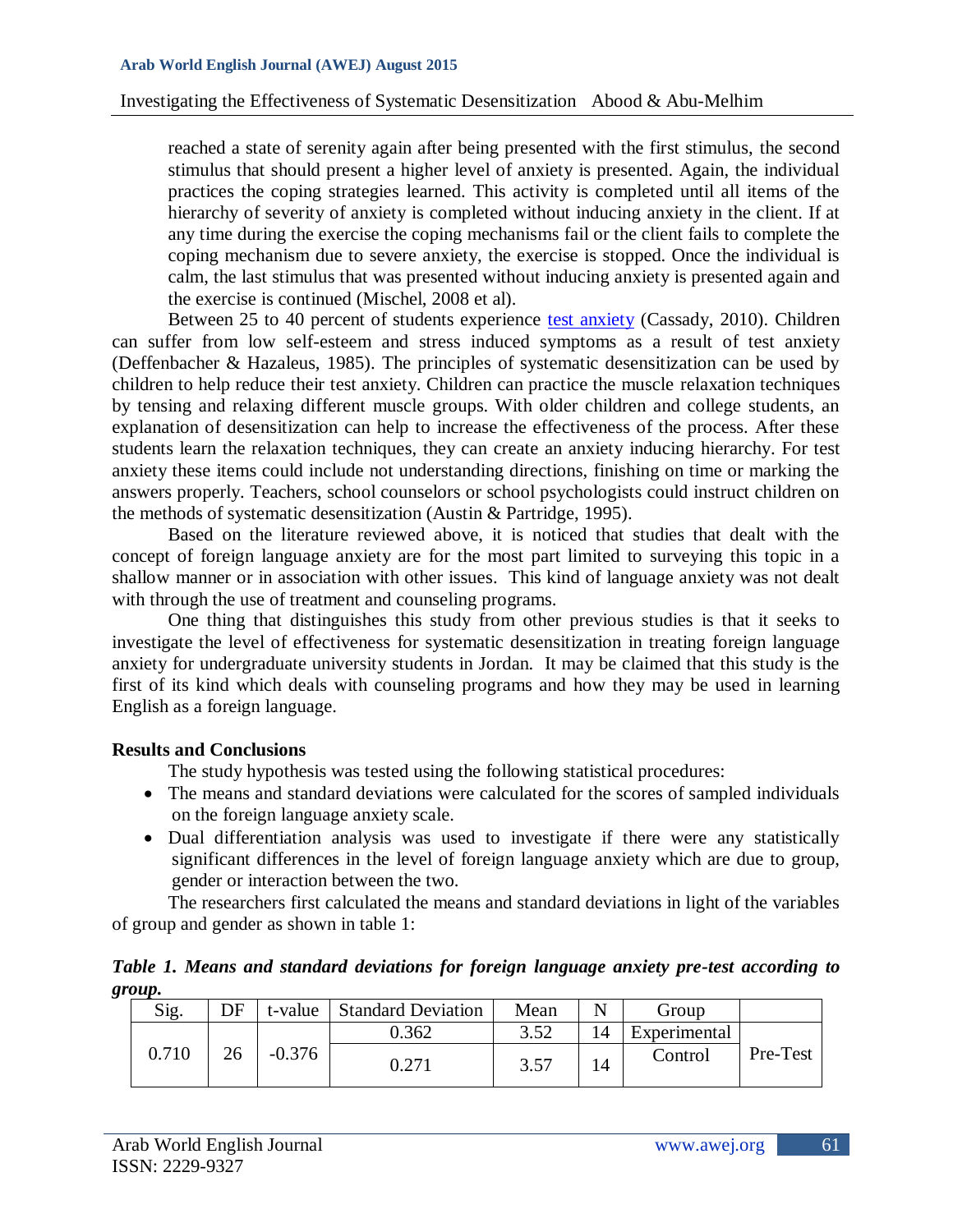reached a state of serenity again after being presented with the first stimulus, the second stimulus that should present a higher level of anxiety is presented. Again, the individual practices the coping strategies learned. This activity is completed until all items of the hierarchy of severity of anxiety is completed without inducing anxiety in the client. If at any time during the exercise the coping mechanisms fail or the client fails to complete the coping mechanism due to severe anxiety, the exercise is stopped. Once the individual is calm, the last stimulus that was presented without inducing anxiety is presented again and the exercise is continued (Mischel, 2008 et al).

Between 25 to 40 percent of students experience test anxiety (Cassady, 2010). Children can suffer from low self-esteem and stress induced symptoms as a result of test anxiety (Deffenbacher & Hazaleus, 1985). The principles of systematic desensitization can be used by children to help reduce their test anxiety. Children can practice the muscle relaxation techniques by tensing and relaxing different muscle groups. With older children and college students, an explanation of desensitization can help to increase the effectiveness of the process. After these students learn the relaxation techniques, they can create an anxiety inducing hierarchy. For test anxiety these items could include not understanding directions, finishing on time or marking the answers properly. Teachers, school counselors or school psychologists could instruct children on the methods of systematic desensitization (Austin & Partridge, 1995).

Based on the literature reviewed above, it is noticed that studies that dealt with the concept of foreign language anxiety are for the most part limited to surveying this topic in a shallow manner or in association with other issues. This kind of language anxiety was not dealt with through the use of treatment and counseling programs.

One thing that distinguishes this study from other previous studies is that it seeks to investigate the level of effectiveness for systematic desensitization in treating foreign language anxiety for undergraduate university students in Jordan. It may be claimed that this study is the first of its kind which deals with counseling programs and how they may be used in learning English as a foreign language.

**Results and Conclusions**

The study hypothesis was tested using the following statistical procedures:

- The means and standard deviations were calculated for the scores of sampled individuals on the foreign language anxiety scale.
- Dual differentiation analysis was used to investigate if there were any statistically significant differences in the level of foreign language anxiety which are due to group, gender or interaction between the two.

The researchers first calculated the means and standard deviations in light of the variables of group and gender as shown in table 1:

***Table 1. Means and standard deviations for foreign language anxiety pre-test according to group.***

| Sig. | DF | t-value | Standard Deviation | Mean | N | Group | |
|---|---|---|---|---|---|---|---|
| 0.710 | 26 | -0.376 | 0.362 | 3.52 | 14 | Experimental | Pre-Test |
| | | | 0.271 | 3.57 | 14 | Control | |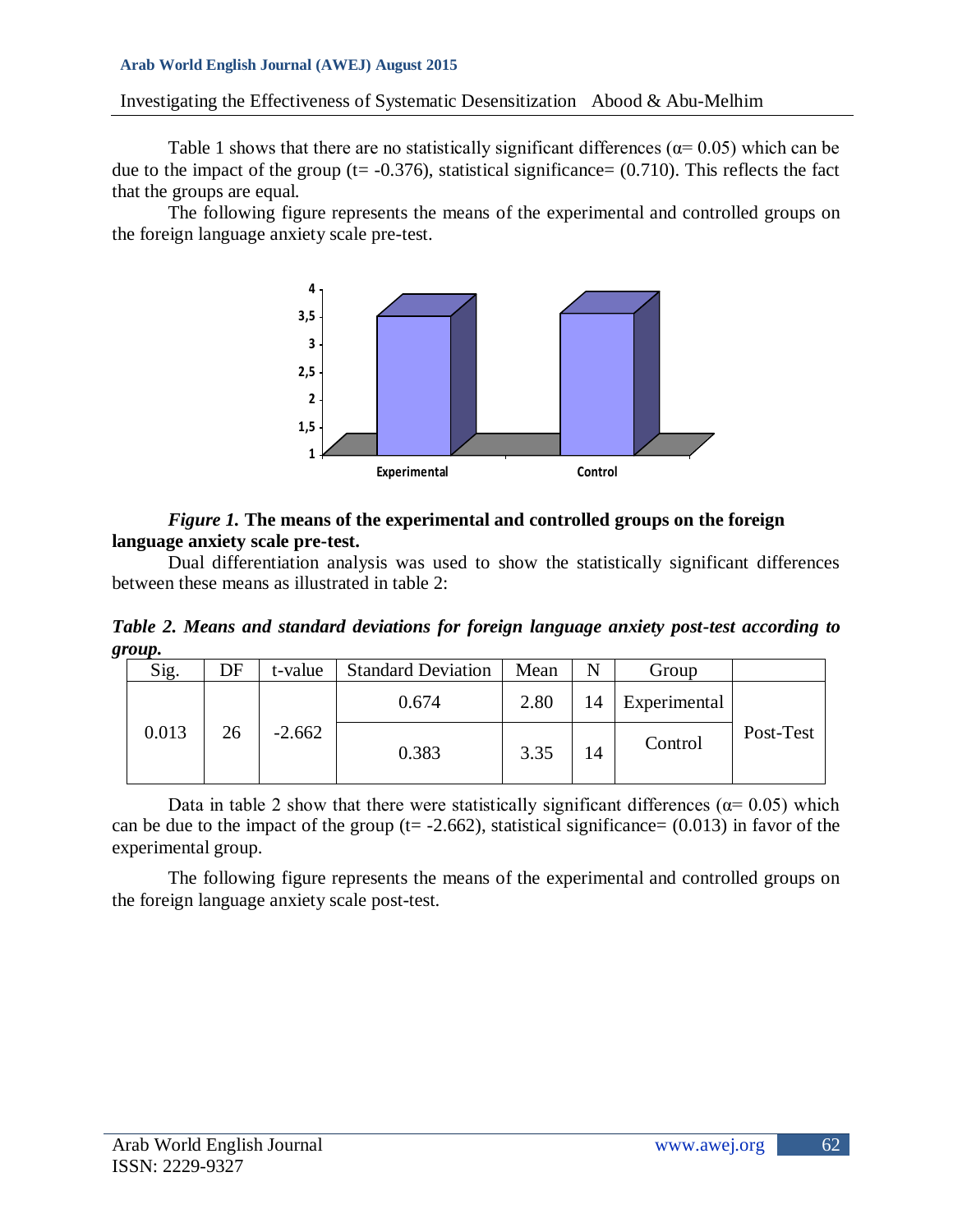Table 1 shows that there are no statistically significant differences (α= 0.05) which can be due to the impact of the group (t= -0.376), statistical significance= (0.710). This reflects the fact that the groups are equal.

The following figure represents the means of the experimental and controlled groups on the foreign language anxiety scale pre-test.

*Figure 1.* **The means of the experimental and controlled groups on the foreign language anxiety scale pre-test.**

Dual differentiation analysis was used to show the statistically significant differences between these means as illustrated in table 2:

***Table 2. Means and standard deviations for foreign language anxiety post-test according to group.***

| Sig. | DF | t-value | Standard Deviation | Mean | N | Group | |
|---|---|---|---|---|---|---|---|
| 0.013 | 26 | -2.662 | 0.674 | 2.80 | 14 | Experimental | Post-Test |
| | | | 0.383 | 3.35 | 14 | Control | |

Data in table 2 show that there were statistically significant differences (α= 0.05) which can be due to the impact of the group (t= -2.662), statistical significance= (0.013) in favor of the experimental group.

The following figure represents the means of the experimental and controlled groups on the foreign language anxiety scale post-test.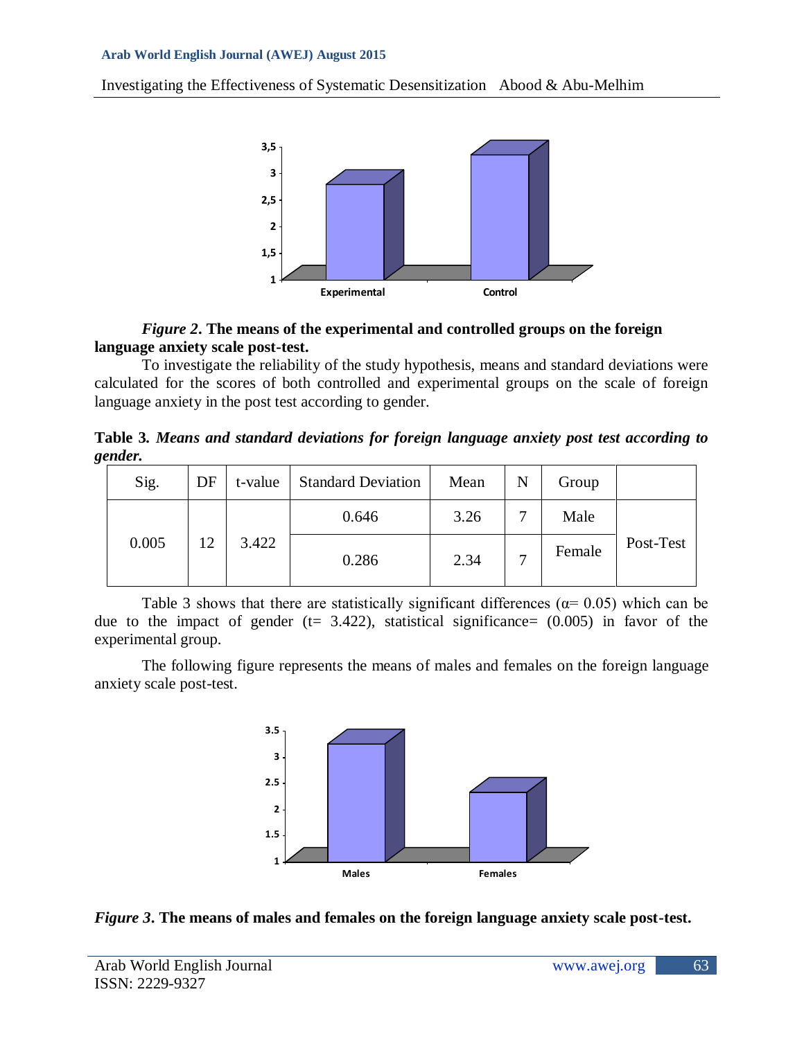*Figure 2*. **The means of the experimental and controlled groups on the foreign language anxiety scale post-test.**

To investigate the reliability of the study hypothesis, means and standard deviations were calculated for the scores of both controlled and experimental groups on the scale of foreign language anxiety in the post test according to gender.

**Table 3.** ***Means and standard deviations for foreign language anxiety post test according to gender.***

| Sig. | DF | t-value | Standard Deviation | Mean | N | Group | |
|---|---|---|---|---|---|---|---|
| 0.005 | 12 | 3.422 | 0.646 | 3.26 | 7 | Male | Post-Test |
| | | | 0.286 | 2.34 | 7 | Female | |

Table 3 shows that there are statistically significant differences ($\alpha = 0.05$) which can be due to the impact of gender ($t = 3.422$), statistical significance= (0.005) in favor of the experimental group.

The following figure represents the means of males and females on the foreign language anxiety scale post-test.

*Figure 3*. **The means of males and females on the foreign language anxiety scale post-test.**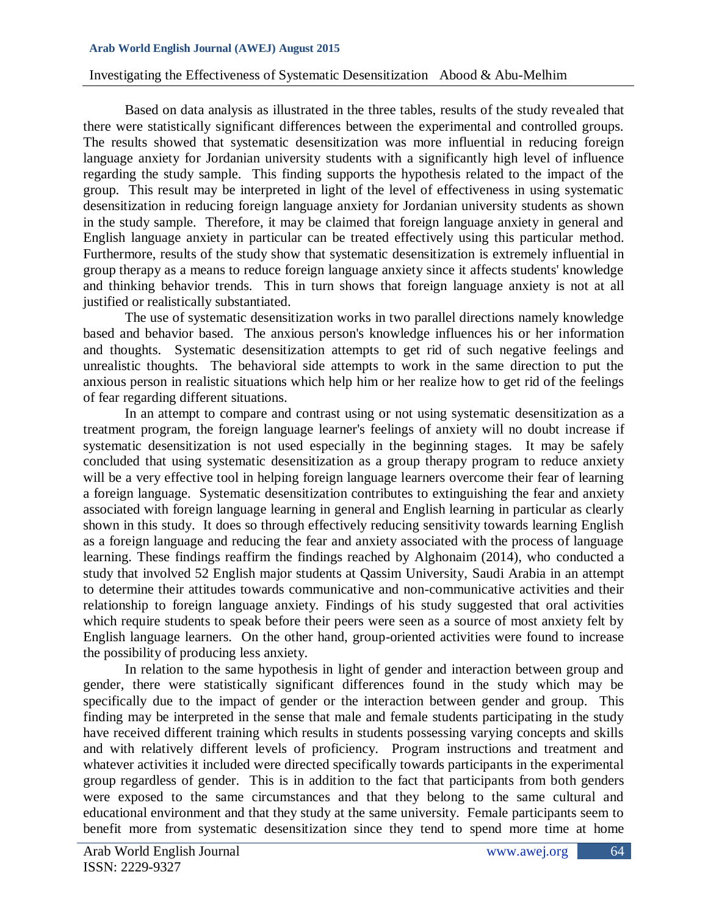Based on data analysis as illustrated in the three tables, results of the study revealed that there were statistically significant differences between the experimental and controlled groups. The results showed that systematic desensitization was more influential in reducing foreign language anxiety for Jordanian university students with a significantly high level of influence regarding the study sample. This finding supports the hypothesis related to the impact of the group. This result may be interpreted in light of the level of effectiveness in using systematic desensitization in reducing foreign language anxiety for Jordanian university students as shown in the study sample. Therefore, it may be claimed that foreign language anxiety in general and English language anxiety in particular can be treated effectively using this particular method. Furthermore, results of the study show that systematic desensitization is extremely influential in group therapy as a means to reduce foreign language anxiety since it affects students' knowledge and thinking behavior trends. This in turn shows that foreign language anxiety is not at all justified or realistically substantiated.

The use of systematic desensitization works in two parallel directions namely knowledge based and behavior based. The anxious person's knowledge influences his or her information and thoughts. Systematic desensitization attempts to get rid of such negative feelings and unrealistic thoughts. The behavioral side attempts to work in the same direction to put the anxious person in realistic situations which help him or her realize how to get rid of the feelings of fear regarding different situations.

In an attempt to compare and contrast using or not using systematic desensitization as a treatment program, the foreign language learner's feelings of anxiety will no doubt increase if systematic desensitization is not used especially in the beginning stages. It may be safely concluded that using systematic desensitization as a group therapy program to reduce anxiety will be a very effective tool in helping foreign language learners overcome their fear of learning a foreign language. Systematic desensitization contributes to extinguishing the fear and anxiety associated with foreign language learning in general and English learning in particular as clearly shown in this study. It does so through effectively reducing sensitivity towards learning English as a foreign language and reducing the fear and anxiety associated with the process of language learning. These findings reaffirm the findings reached by Alghonaim (2014), who conducted a study that involved 52 English major students at Qassim University, Saudi Arabia in an attempt to determine their attitudes towards communicative and non-communicative activities and their relationship to foreign language anxiety. Findings of his study suggested that oral activities which require students to speak before their peers were seen as a source of most anxiety felt by English language learners. On the other hand, group-oriented activities were found to increase the possibility of producing less anxiety.

In relation to the same hypothesis in light of gender and interaction between group and gender, there were statistically significant differences found in the study which may be specifically due to the impact of gender or the interaction between gender and group. This finding may be interpreted in the sense that male and female students participating in the study have received different training which results in students possessing varying concepts and skills and with relatively different levels of proficiency. Program instructions and treatment and whatever activities it included were directed specifically towards participants in the experimental group regardless of gender. This is in addition to the fact that participants from both genders were exposed to the same circumstances and that they belong to the same cultural and educational environment and that they study at the same university. Female participants seem to benefit more from systematic desensitization since they tend to spend more time at home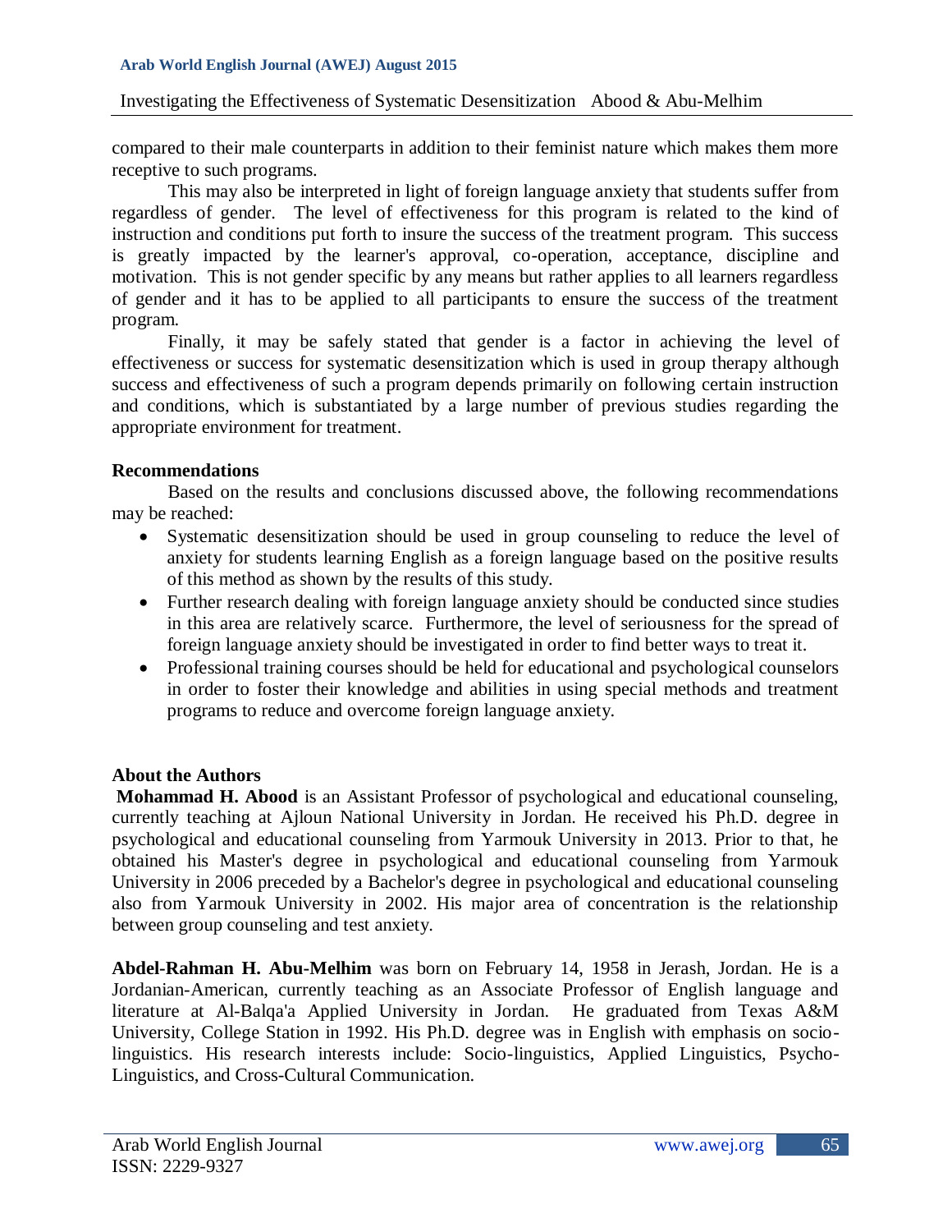compared to their male counterparts in addition to their feminist nature which makes them more receptive to such programs.

This may also be interpreted in light of foreign language anxiety that students suffer from regardless of gender. The level of effectiveness for this program is related to the kind of instruction and conditions put forth to insure the success of the treatment program. This success is greatly impacted by the learner's approval, co-operation, acceptance, discipline and motivation. This is not gender specific by any means but rather applies to all learners regardless of gender and it has to be applied to all participants to ensure the success of the treatment program.

Finally, it may be safely stated that gender is a factor in achieving the level of effectiveness or success for systematic desensitization which is used in group therapy although success and effectiveness of such a program depends primarily on following certain instruction and conditions, which is substantiated by a large number of previous studies regarding the appropriate environment for treatment.

## Recommendations

Based on the results and conclusions discussed above, the following recommendations may be reached:

- Systematic desensitization should be used in group counseling to reduce the level of anxiety for students learning English as a foreign language based on the positive results of this method as shown by the results of this study.
- Further research dealing with foreign language anxiety should be conducted since studies in this area are relatively scarce. Furthermore, the level of seriousness for the spread of foreign language anxiety should be investigated in order to find better ways to treat it.
- Professional training courses should be held for educational and psychological counselors in order to foster their knowledge and abilities in using special methods and treatment programs to reduce and overcome foreign language anxiety.

## About the Authors

**Mohammad H. Abood** is an Assistant Professor of psychological and educational counseling, currently teaching at Ajloun National University in Jordan. He received his Ph.D. degree in psychological and educational counseling from Yarmouk University in 2013. Prior to that, he obtained his Master's degree in psychological and educational counseling from Yarmouk University in 2006 preceded by a Bachelor's degree in psychological and educational counseling also from Yarmouk University in 2002. His major area of concentration is the relationship between group counseling and test anxiety.

**Abdel-Rahman H. Abu-Melhim** was born on February 14, 1958 in Jerash, Jordan. He is a Jordanian-American, currently teaching as an Associate Professor of English language and literature at Al-Balqa'a Applied University in Jordan. He graduated from Texas A&M University, College Station in 1992. His Ph.D. degree was in English with emphasis on socio-linguistics. His research interests include: Socio-linguistics, Applied Linguistics, Psycho-Linguistics, and Cross-Cultural Communication.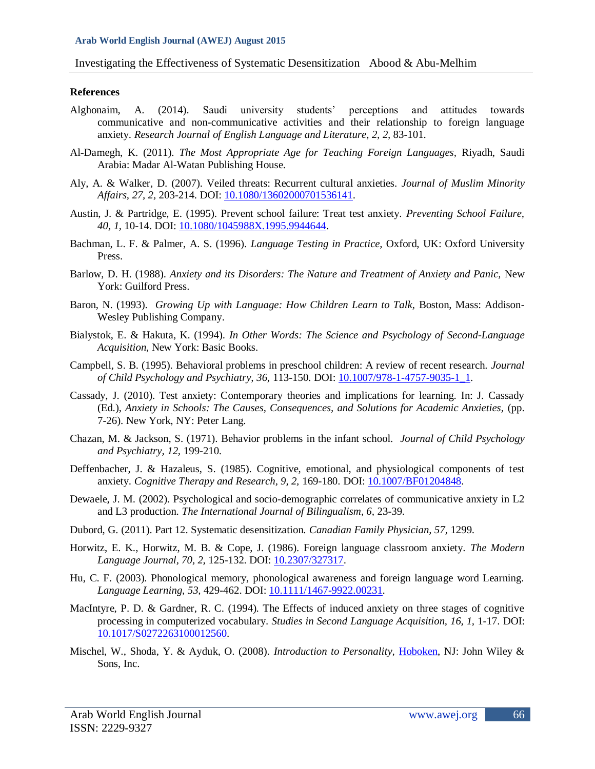**References**

Alghonaim, A. (2014). Saudi university students' perceptions and attitudes towards communicative and non-communicative activities and their relationship to foreign language anxiety. *Research Journal of English Language and Literature, 2, 2,* 83-101.

Al-Damegh, K. (2011). *The Most Appropriate Age for Teaching Foreign Languages*, Riyadh, Saudi Arabia: Madar Al-Watan Publishing House.

Aly, A. & Walker, D. (2007). Veiled threats: Recurrent cultural anxieties. *Journal of Muslim Minority Affairs, 27, 2,* 203-214. DOI: 10.1080/13602000701536141.

Austin, J. & Partridge, E. (1995). Prevent school failure: Treat test anxiety. *Preventing School Failure, 40, 1,* 10-14. DOI: 10.1080/1045988X.1995.9944644.

Bachman, L. F. & Palmer, A. S. (1996). *Language Testing in Practice,* Oxford, UK: Oxford University Press.

Barlow, D. H. (1988). *Anxiety and its Disorders: The Nature and Treatment of Anxiety and Panic,* New York: Guilford Press.

Baron, N. (1993). *Growing Up with Language: How Children Learn to Talk,* Boston, Mass: Addison-Wesley Publishing Company.

Bialystok, E. & Hakuta, K. (1994). *In Other Words: The Science and Psychology of Second-Language Acquisition,* New York: Basic Books.

Campbell, S. B. (1995). Behavioral problems in preschool children: A review of recent research. *Journal of Child Psychology and Psychiatry, 36,* 113-150. DOI: 10.1007/978-1-4757-9035-1_1.

Cassady, J. (2010). Test anxiety: Contemporary theories and implications for learning. In: J. Cassady (Ed.), *Anxiety in Schools: The Causes, Consequences, and Solutions for Academic Anxieties,* (pp. 7-26). New York, NY: Peter Lang.

Chazan, M. & Jackson, S. (1971). Behavior problems in the infant school. *Journal of Child Psychology and Psychiatry, 12,* 199-210.

Deffenbacher, J. & Hazaleus, S. (1985). Cognitive, emotional, and physiological components of test anxiety. *Cognitive Therapy and Research, 9, 2,* 169-180. DOI: 10.1007/BF01204848.

Dewaele, J. M. (2002). Psychological and socio-demographic correlates of communicative anxiety in L2 and L3 production. *The International Journal of Bilingualism, 6,* 23-39.

Dubord, G. (2011). Part 12. Systematic desensitization. *Canadian Family Physician, 57,* 1299.

Horwitz, E. K., Horwitz, M. B. & Cope, J. (1986). Foreign language classroom anxiety. *The Modern Language Journal, 70, 2,* 125-132. DOI: 10.2307/327317.

Hu, C. F. (2003). Phonological memory, phonological awareness and foreign language word Learning. *Language Learning, 53,* 429-462. DOI: 10.1111/1467-9922.00231.

MacIntyre, P. D. & Gardner, R. C. (1994). The Effects of induced anxiety on three stages of cognitive processing in computerized vocabulary. *Studies in Second Language Acquisition, 16, 1,* 1-17. DOI: 10.1017/S0272263100012560.

Mischel, W., Shoda, Y. & Ayduk, O. (2008). *Introduction to Personality,* Hoboken, NJ: John Wiley & Sons, Inc.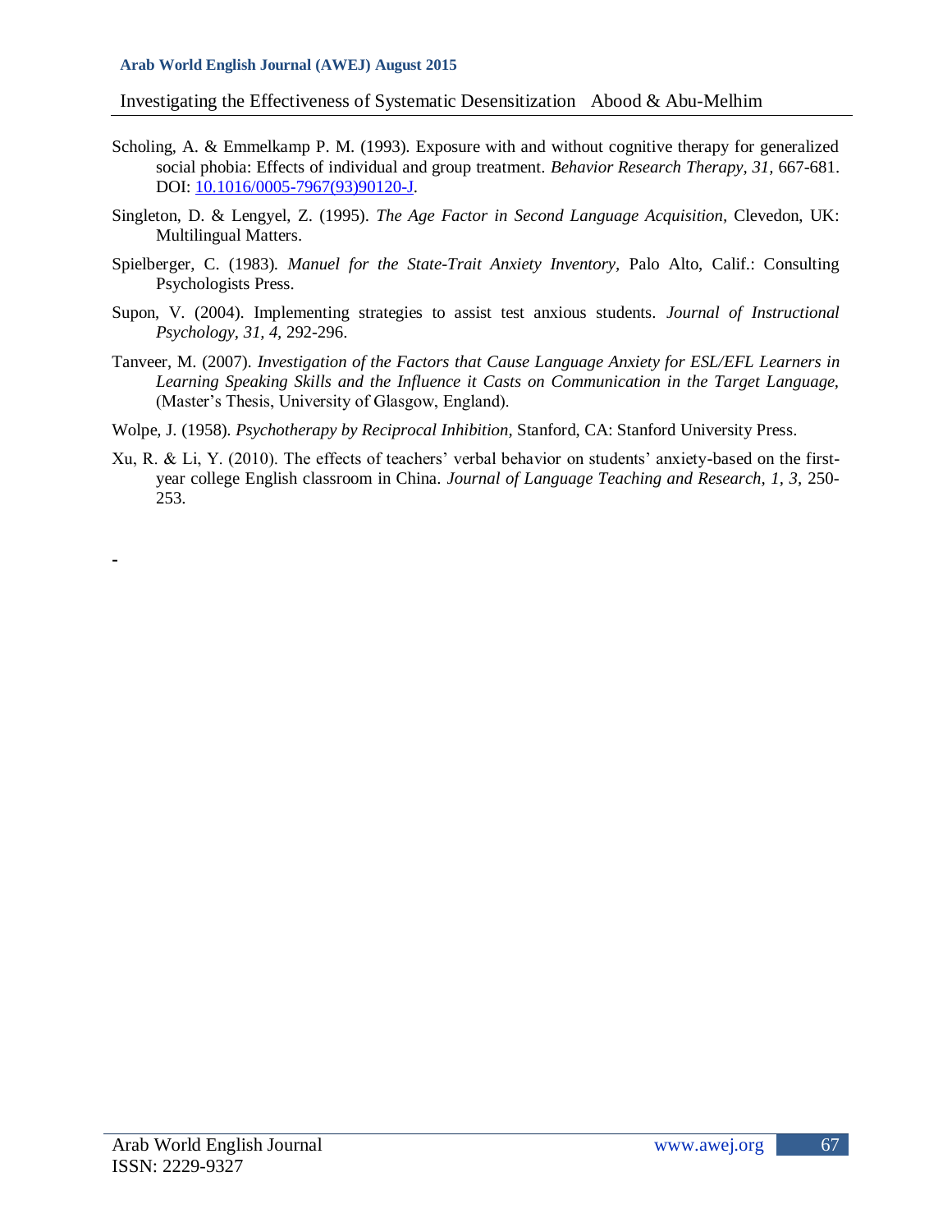Scholing, A. & Emmelkamp P. M. (1993). Exposure with and without cognitive therapy for generalized social phobia: Effects of individual and group treatment. *Behavior Research Therapy, 31,* 667-681. DOI: 10.1016/0005-7967(93)90120-J.

Singleton, D. & Lengyel, Z. (1995). *The Age Factor in Second Language Acquisition,* Clevedon, UK: Multilingual Matters.

Spielberger, C. (1983). *Manuel for the State-Trait Anxiety Inventory,* Palo Alto, Calif.: Consulting Psychologists Press.

Supon, V. (2004). Implementing strategies to assist test anxious students. *Journal of Instructional Psychology, 31, 4,* 292-296.

Tanveer, M. (2007). *Investigation of the Factors that Cause Language Anxiety for ESL/EFL Learners in Learning Speaking Skills and the Influence it Casts on Communication in the Target Language,* (Master's Thesis, University of Glasgow, England).

Wolpe, J. (1958). *Psychotherapy by Reciprocal Inhibition*, Stanford, CA: Stanford University Press.

Xu, R. & Li, Y. (2010). The effects of teachers' verbal behavior on students' anxiety-based on the first-year college English classroom in China. *Journal of Language Teaching and Research, 1, 3,* 250-253.

-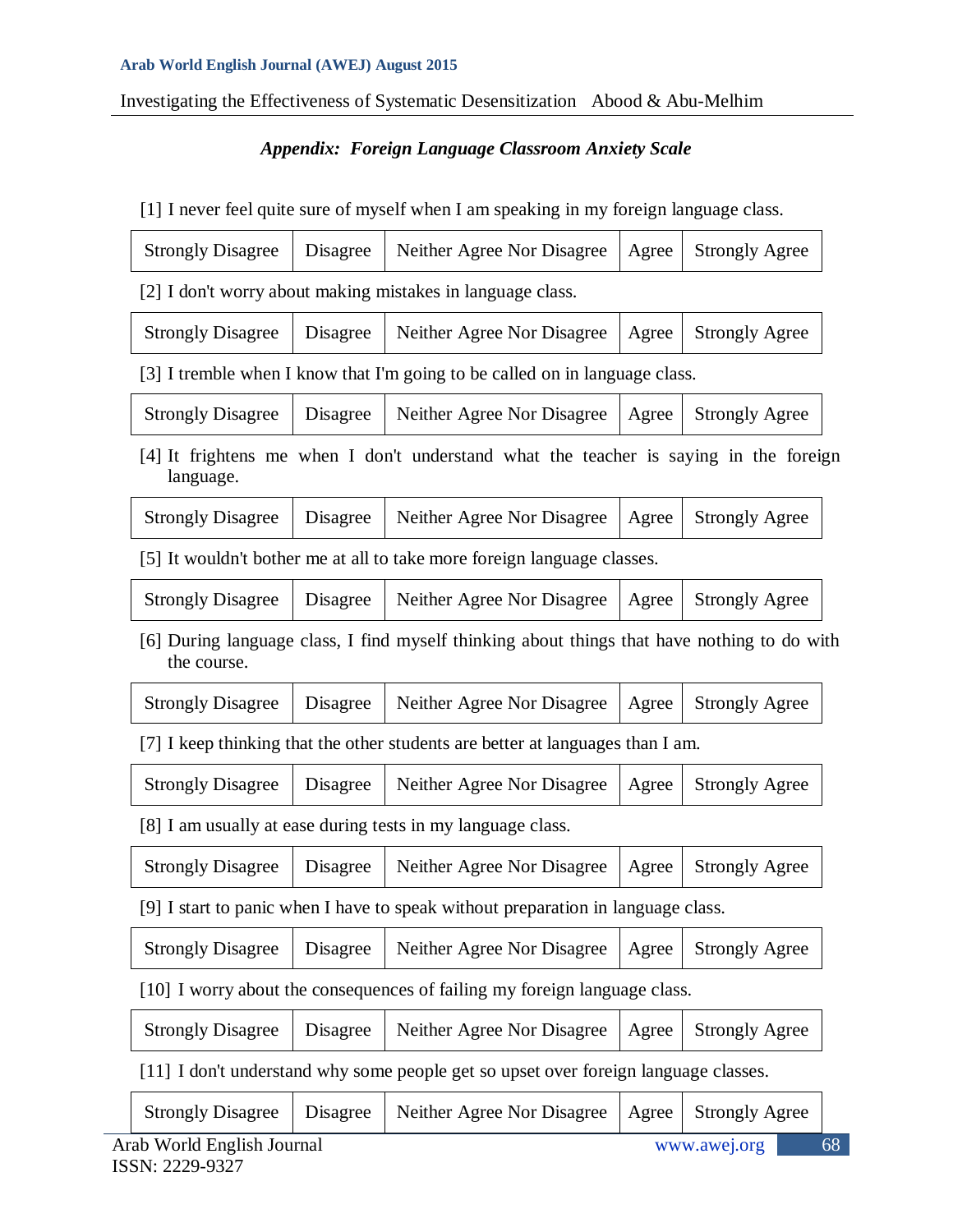### *Appendix: Foreign Language Classroom Anxiety Scale*

[1] I never feel quite sure of myself when I am speaking in my foreign language class.

| Strongly Disagree | Disagree | Neither Agree Nor Disagree | Agree | Strongly Agree |
|---|---|---|---|---|

[2] I don't worry about making mistakes in language class.

| Strongly Disagree | Disagree | Neither Agree Nor Disagree | Agree | Strongly Agree |
|---|---|---|---|---|

[3] I tremble when I know that I'm going to be called on in language class.

| Strongly Disagree | Disagree | Neither Agree Nor Disagree | Agree | Strongly Agree |
|---|---|---|---|---|

[4] It frightens me when I don't understand what the teacher is saying in the foreign language.

| Strongly Disagree | Disagree | Neither Agree Nor Disagree | Agree | Strongly Agree |
|---|---|---|---|---|

[5] It wouldn't bother me at all to take more foreign language classes.

| Strongly Disagree | Disagree | Neither Agree Nor Disagree | Agree | Strongly Agree |
|---|---|---|---|---|

[6] During language class, I find myself thinking about things that have nothing to do with the course.

| Strongly Disagree | Disagree | Neither Agree Nor Disagree | Agree | Strongly Agree |
|---|---|---|---|---|

[7] I keep thinking that the other students are better at languages than I am.

| Strongly Disagree | Disagree | Neither Agree Nor Disagree | Agree | Strongly Agree |
|---|---|---|---|---|

[8] I am usually at ease during tests in my language class.

| Strongly Disagree | Disagree | Neither Agree Nor Disagree | Agree | Strongly Agree |
|---|---|---|---|---|

[9] I start to panic when I have to speak without preparation in language class.

| Strongly Disagree | Disagree | Neither Agree Nor Disagree | Agree | Strongly Agree |
|---|---|---|---|---|

[10] I worry about the consequences of failing my foreign language class.

| Strongly Disagree | Disagree | Neither Agree Nor Disagree | Agree | Strongly Agree |
|---|---|---|---|---|

[11] I don't understand why some people get so upset over foreign language classes.

| Strongly Disagree | Disagree | Neither Agree Nor Disagree | Agree | Strongly Agree |
|---|---|---|---|---|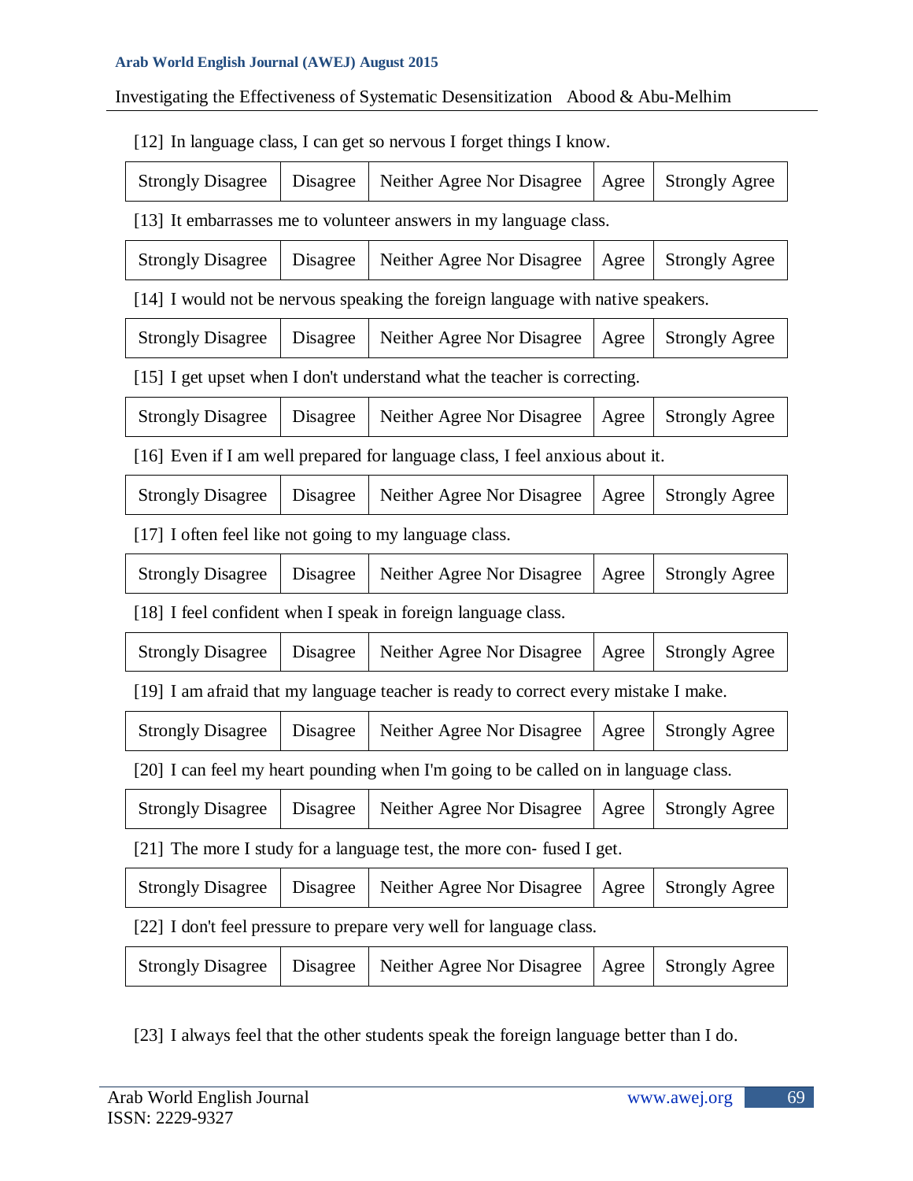[12] In language class, I can get so nervous I forget things I know.

| Strongly Disagree | Disagree | Neither Agree Nor Disagree | Agree | Strongly Agree |
|---|---|---|---|---|

[13] It embarrasses me to volunteer answers in my language class.

| Strongly Disagree | Disagree | Neither Agree Nor Disagree | Agree | Strongly Agree |
|---|---|---|---|---|

[14] I would not be nervous speaking the foreign language with native speakers.

| Strongly Disagree | Disagree | Neither Agree Nor Disagree | Agree | Strongly Agree |
|---|---|---|---|---|

[15] I get upset when I don't understand what the teacher is correcting.

| Strongly Disagree | Disagree | Neither Agree Nor Disagree | Agree | Strongly Agree |
|---|---|---|---|---|

[16] Even if I am well prepared for language class, I feel anxious about it.

| Strongly Disagree | Disagree | Neither Agree Nor Disagree | Agree | Strongly Agree |
|---|---|---|---|---|

[17] I often feel like not going to my language class.

| Strongly Disagree | Disagree | Neither Agree Nor Disagree | Agree | Strongly Agree |
|---|---|---|---|---|

[18] I feel confident when I speak in foreign language class.

| Strongly Disagree | Disagree | Neither Agree Nor Disagree | Agree | Strongly Agree |
|---|---|---|---|---|

[19] I am afraid that my language teacher is ready to correct every mistake I make.

| Strongly Disagree | Disagree | Neither Agree Nor Disagree | Agree | Strongly Agree |
|---|---|---|---|---|

[20] I can feel my heart pounding when I'm going to be called on in language class.

| Strongly Disagree | Disagree | Neither Agree Nor Disagree | Agree | Strongly Agree |
|---|---|---|---|---|

[21] The more I study for a language test, the more con- fused I get.

| Strongly Disagree | Disagree | Neither Agree Nor Disagree | Agree | Strongly Agree |
|---|---|---|---|---|

[22] I don't feel pressure to prepare very well for language class.

| Strongly Disagree | Disagree | Neither Agree Nor Disagree | Agree | Strongly Agree |
|---|---|---|---|---|

[23] I always feel that the other students speak the foreign language better than I do.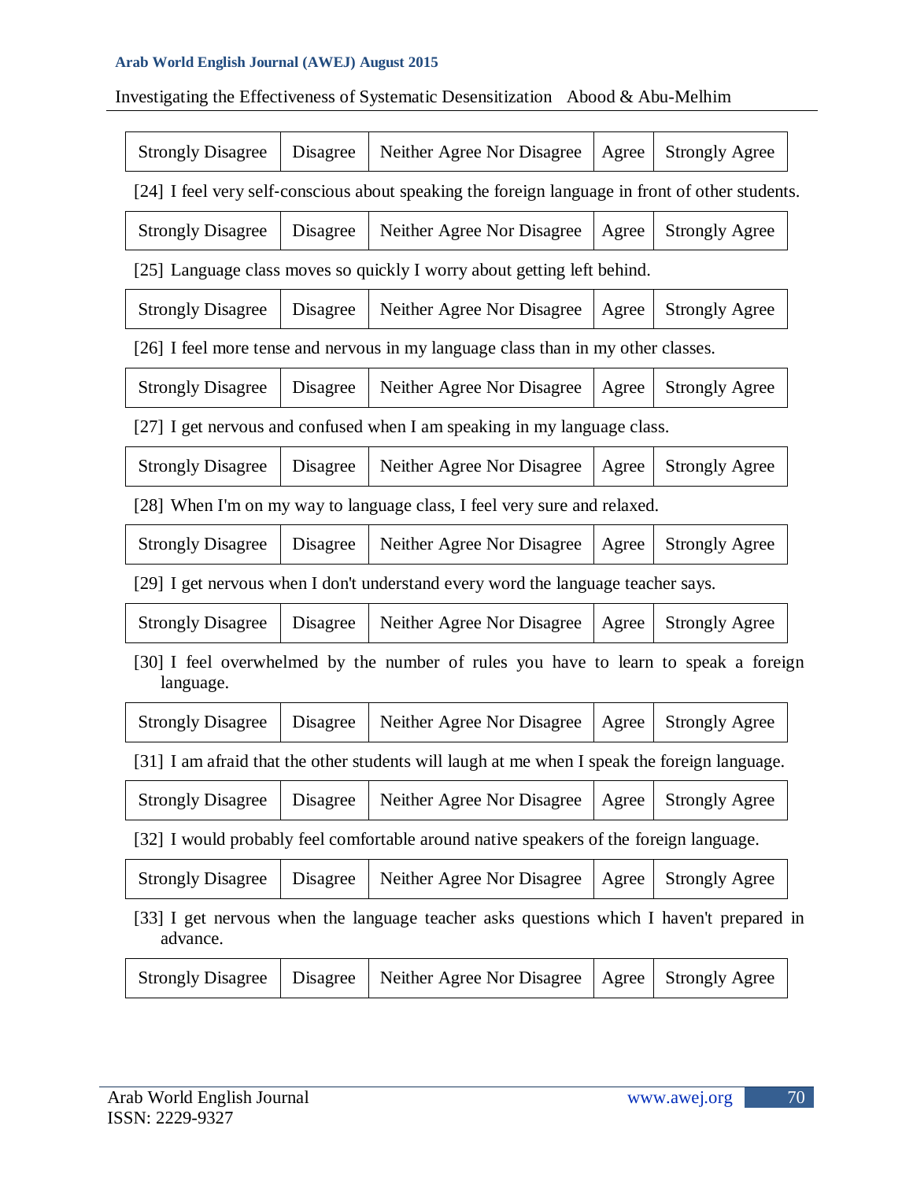| | | | | |
|---|---|---|---|---|
| Strongly Disagree | Disagree | Neither Agree Nor Disagree | Agree | Strongly Agree |

[24] I feel very self-conscious about speaking the foreign language in front of other students.

| | | | | |
|---|---|---|---|---|
| Strongly Disagree | Disagree | Neither Agree Nor Disagree | Agree | Strongly Agree |

[25] Language class moves so quickly I worry about getting left behind.

| | | | | |
|---|---|---|---|---|
| Strongly Disagree | Disagree | Neither Agree Nor Disagree | Agree | Strongly Agree |

[26] I feel more tense and nervous in my language class than in my other classes.

| | | | | |
|---|---|---|---|---|
| Strongly Disagree | Disagree | Neither Agree Nor Disagree | Agree | Strongly Agree |

[27] I get nervous and confused when I am speaking in my language class.

| | | | | |
|---|---|---|---|---|
| Strongly Disagree | Disagree | Neither Agree Nor Disagree | Agree | Strongly Agree |

[28] When I'm on my way to language class, I feel very sure and relaxed.

| | | | | |
|---|---|---|---|---|
| Strongly Disagree | Disagree | Neither Agree Nor Disagree | Agree | Strongly Agree |

[29] I get nervous when I don't understand every word the language teacher says.

| | | | | |
|---|---|---|---|---|
| Strongly Disagree | Disagree | Neither Agree Nor Disagree | Agree | Strongly Agree |

[30] I feel overwhelmed by the number of rules you have to learn to speak a foreign language.

| | | | | |
|---|---|---|---|---|
| Strongly Disagree | Disagree | Neither Agree Nor Disagree | Agree | Strongly Agree |

[31] I am afraid that the other students will laugh at me when I speak the foreign language.

| | | | | |
|---|---|---|---|---|
| Strongly Disagree | Disagree | Neither Agree Nor Disagree | Agree | Strongly Agree |

[32] I would probably feel comfortable around native speakers of the foreign language.

| | | | | |
|---|---|---|---|---|
| Strongly Disagree | Disagree | Neither Agree Nor Disagree | Agree | Strongly Agree |

[33] I get nervous when the language teacher asks questions which I haven't prepared in advance.

| | | | | |
|---|---|---|---|---|
| Strongly Disagree | Disagree | Neither Agree Nor Disagree | Agree | Strongly Agree |